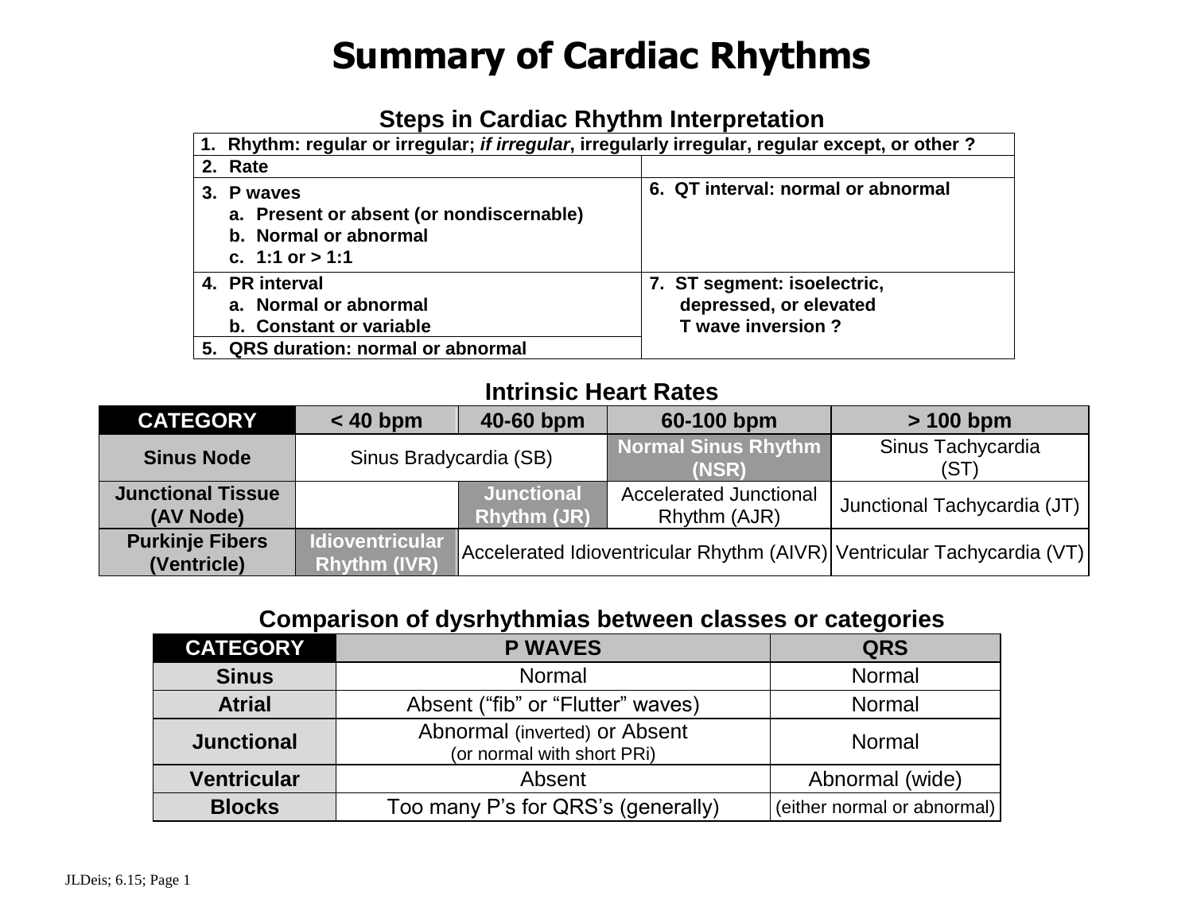# Summary of Cardiac Rhythms

## Steps in Cardiac Rhythm Interpretation

| | |
|---|---|
| **1. Rhythm: regular or irregular; *if irregular*, irregularly irregular, regular except, or other ?** | |
| **2. Rate** | |
| **3. P waves**<br>**a. Present or absent (or nondiscernable)**<br>**b. Normal or abnormal**<br>**c. 1:1 or > 1:1** | **6. QT interval: normal or abnormal** |
| **4. PR interval**<br>**a. Normal or abnormal**<br>**b. Constant or variable** | **7. ST segment: isoelectric, depressed, or elevated**<br>**T wave inversion ?** |
| **5. QRS duration: normal or abnormal** | |

## Intrinsic Heart Rates

| CATEGORY | < 40 bpm | 40-60 bpm | 60-100 bpm | > 100 bpm |
|---|---|---|---|---|
| **Sinus Node** | Sinus Bradycardia (SB) | | **Normal Sinus Rhythm (NSR)** | Sinus Tachycardia (ST) |
| **Junctional Tissue (AV Node)** | | **Junctional Rhythm (JR)** | Accelerated Junctional Rhythm (AJR) | Junctional Tachycardia (JT) |
| **Purkinje Fibers (Ventricle)** | **Idioventricular Rhythm (IVR)** | Accelerated Idioventricular Rhythm (AIVR) | | Ventricular Tachycardia (VT) |

## Comparison of dysrhythmias between classes or categories

| CATEGORY | P WAVES | QRS |
|---|---|---|
| **Sinus** | Normal | Normal |
| **Atrial** | Absent ("fib" or "Flutter" waves) | Normal |
| **Junctional** | Abnormal (inverted) or Absent (or normal with short PRi) | Normal |
| **Ventricular** | Absent | Abnormal (wide) |
| **Blocks** | Too many P's for QRS's (generally) | (either normal or abnormal) |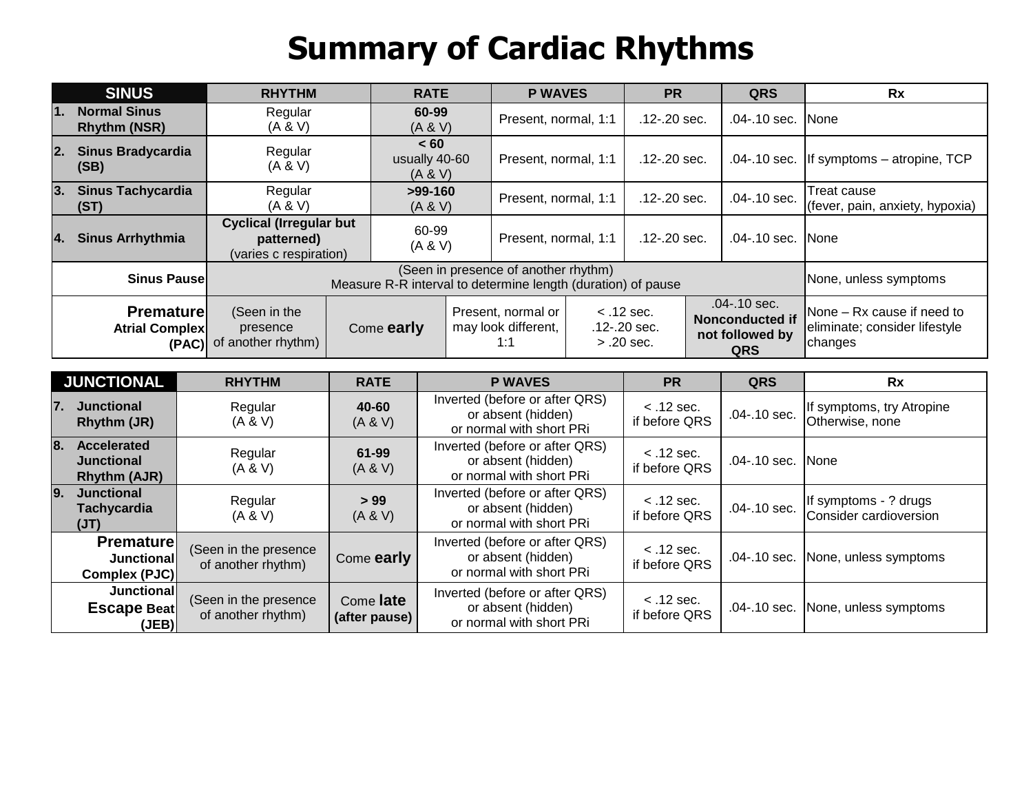# Summary of Cardiac Rhythms

| SINUS | RHYTHM | RATE | P WAVES | PR | QRS | Rx |
|---|---|---|---|---|---|---|
| **1. Normal Sinus Rhythm (NSR)** | Regular (A & V) | **60-99** (A & V) | Present, normal, 1:1 | .12-.20 sec. | .04-.10 sec. | None |
| **2. Sinus Bradycardia (SB)** | Regular (A & V) | **< 60** usually 40-60 (A & V) | Present, normal, 1:1 | .12-.20 sec. | .04-.10 sec. | If symptoms – atropine, TCP |
| **3. Sinus Tachycardia (ST)** | Regular (A & V) | **>99-160** (A & V) | Present, normal, 1:1 | .12-.20 sec. | .04-.10 sec. | Treat cause (fever, pain, anxiety, hypoxia) |
| **4. Sinus Arrhythmia** | **Cyclical (Irregular but patterned)** (varies c respiration) | 60-99 (A & V) | Present, normal, 1:1 | .12-.20 sec. | .04-.10 sec. | None |
| **Sinus Pause** | (Seen in presence of another rhythm) Measure R-R interval to determine length (duration) of pause | | | | | None, unless symptoms |
| **Premature Atrial Complex (PAC)** | (Seen in the presence of another rhythm) | Come **early** | Present, normal or may look different, 1:1 | < .12 sec. .12-.20 sec. > .20 sec. | .04-.10 sec. **Nonconducted if not followed by QRS** | None – Rx cause if need to eliminate; consider lifestyle changes |

| JUNCTIONAL | RHYTHM | RATE | P WAVES | PR | QRS | Rx |
|---|---|---|---|---|---|---|
| **7. Junctional Rhythm (JR)** | Regular (A & V) | **40-60** (A & V) | Inverted (before or after QRS) or absent (hidden) or normal with short PRi | < .12 sec. if before QRS | .04-.10 sec. | If symptoms, try Atropine Otherwise, none |
| **8. Accelerated Junctional Rhythm (AJR)** | Regular (A & V) | **61-99** (A & V) | Inverted (before or after QRS) or absent (hidden) or normal with short PRi | < .12 sec. if before QRS | .04-.10 sec. | None |
| **9. Junctional Tachycardia (JT)** | Regular (A & V) | **> 99** (A & V) | Inverted (before or after QRS) or absent (hidden) or normal with short PRi | < .12 sec. if before QRS | .04-.10 sec. | If symptoms - ? drugs Consider cardioversion |
| **Premature Junctional Complex (PJC)** | (Seen in the presence of another rhythm) | Come **early** | Inverted (before or after QRS) or absent (hidden) or normal with short PRi | < .12 sec. if before QRS | .04-.10 sec. | None, unless symptoms |
| **Junctional Escape Beat (JEB)** | (Seen in the presence of another rhythm) | Come **late** **(after pause)** | Inverted (before or after QRS) or absent (hidden) or normal with short PRi | < .12 sec. if before QRS | .04-.10 sec. | None, unless symptoms |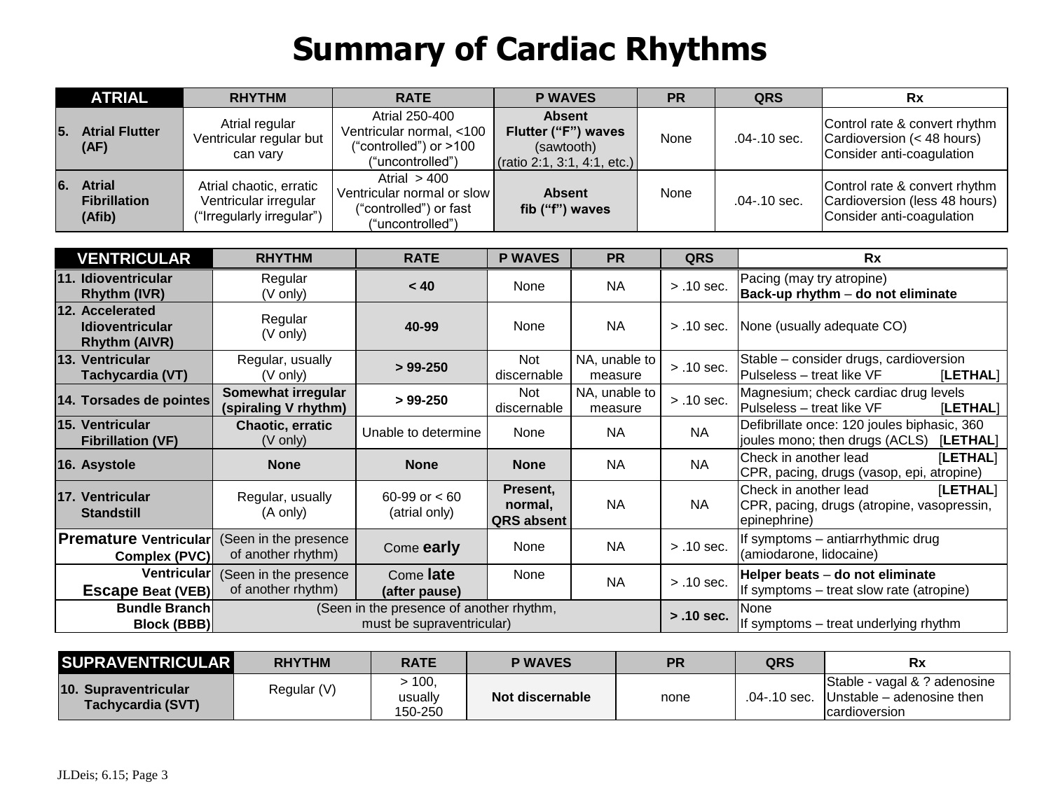# Summary of Cardiac Rhythms

| ATRIAL | RHYTHM | RATE | P WAVES | PR | QRS | Rx |
|---|---|---|---|---|---|---|
| **5. Atrial Flutter (AF)** | Atrial regular<br>Ventricular regular but can vary | Atrial 250-400<br>Ventricular normal, <100 ("controlled") or >100 ("uncontrolled") | **Absent**<br>**Flutter ("F") waves**<br>(sawtooth)<br>(ratio 2:1, 3:1, 4:1, etc.) | None | .04-.10 sec. | Control rate & convert rhythm<br>Cardioversion (< 48 hours)<br>Consider anti-coagulation |
| **6. Atrial Fibrillation (Afib)** | Atrial chaotic, erratic<br>Ventricular irregular<br>("Irregularly irregular") | Atrial > 400<br>Ventricular normal or slow ("controlled") or fast ("uncontrolled") | **Absent**<br>**fib ("f") waves** | None | .04-.10 sec. | Control rate & convert rhythm<br>Cardioversion (less 48 hours)<br>Consider anti-coagulation |

| VENTRICULAR | RHYTHM | RATE | P WAVES | PR | QRS | Rx |
|---|---|---|---|---|---|---|
| **11. Idioventricular Rhythm (IVR)** | Regular<br>(V only) | **< 40** | None | NA | > .10 sec. | Pacing (may try atropine)<br>**Back-up rhythm** – **do not eliminate** |
| **12. Accelerated Idioventricular Rhythm (AIVR)** | Regular<br>(V only) | **40-99** | None | NA | > .10 sec. | None (usually adequate CO) |
| **13. Ventricular Tachycardia (VT)** | Regular, usually<br>(V only) | **> 99-250** | Not discernable | NA, unable to measure | > .10 sec. | Stable – consider drugs, cardioversion<br>Pulseless – treat like VF [**LETHAL**] |
| **14. Torsades de pointes** | **Somewhat irregular (spiraling V rhythm)** | **> 99-250** | Not discernable | NA, unable to measure | > .10 sec. | Magnesium; check cardiac drug levels<br>Pulseless – treat like VF [**LETHAL**] |
| **15. Ventricular Fibrillation (VF)** | **Chaotic, erratic**<br>(V only) | Unable to determine | None | NA | NA | Defibrillate once: 120 joules biphasic, 360 joules mono; then drugs (ACLS) [**LETHAL**] |
| **16. Asystole** | **None** | **None** | **None** | NA | NA | Check in another lead [**LETHAL**]<br>CPR, pacing, drugs (vasop, epi, atropine) |
| **17. Ventricular Standstill** | Regular, usually<br>(A only) | 60-99 or < 60<br>(atrial only) | **Present, normal, QRS absent** | NA | NA | Check in another lead [**LETHAL**]<br>CPR, pacing, drugs (atropine, vasopressin, epinephrine) |
| **Premature Ventricular Complex (PVC)** | (Seen in the presence of another rhythm) | Come **early** | None | NA | > .10 sec. | If symptoms – antiarrhythmic drug (amiodarone, lidocaine) |
| **Ventricular Escape Beat (VEB)** | (Seen in the presence of another rhythm) | Come **late (after pause)** | None | NA | > .10 sec. | **Helper beats** – **do not eliminate**<br>If symptoms – treat slow rate (atropine) |
| **Bundle Branch Block (BBB)** | (Seen in the presence of another rhythm, must be supraventricular) | | | | **> .10 sec.** | None<br>If symptoms – treat underlying rhythm |

| SUPRAVENTRICULAR | RHYTHM | RATE | P WAVES | PR | QRS | Rx |
|---|---|---|---|---|---|---|
| **10. Supraventricular Tachycardia (SVT)** | Regular (V) | > 100, usually 150-250 | **Not discernable** | none | .04-.10 sec. | Stable - vagal & ? adenosine<br>Unstable – adenosine then cardioversion |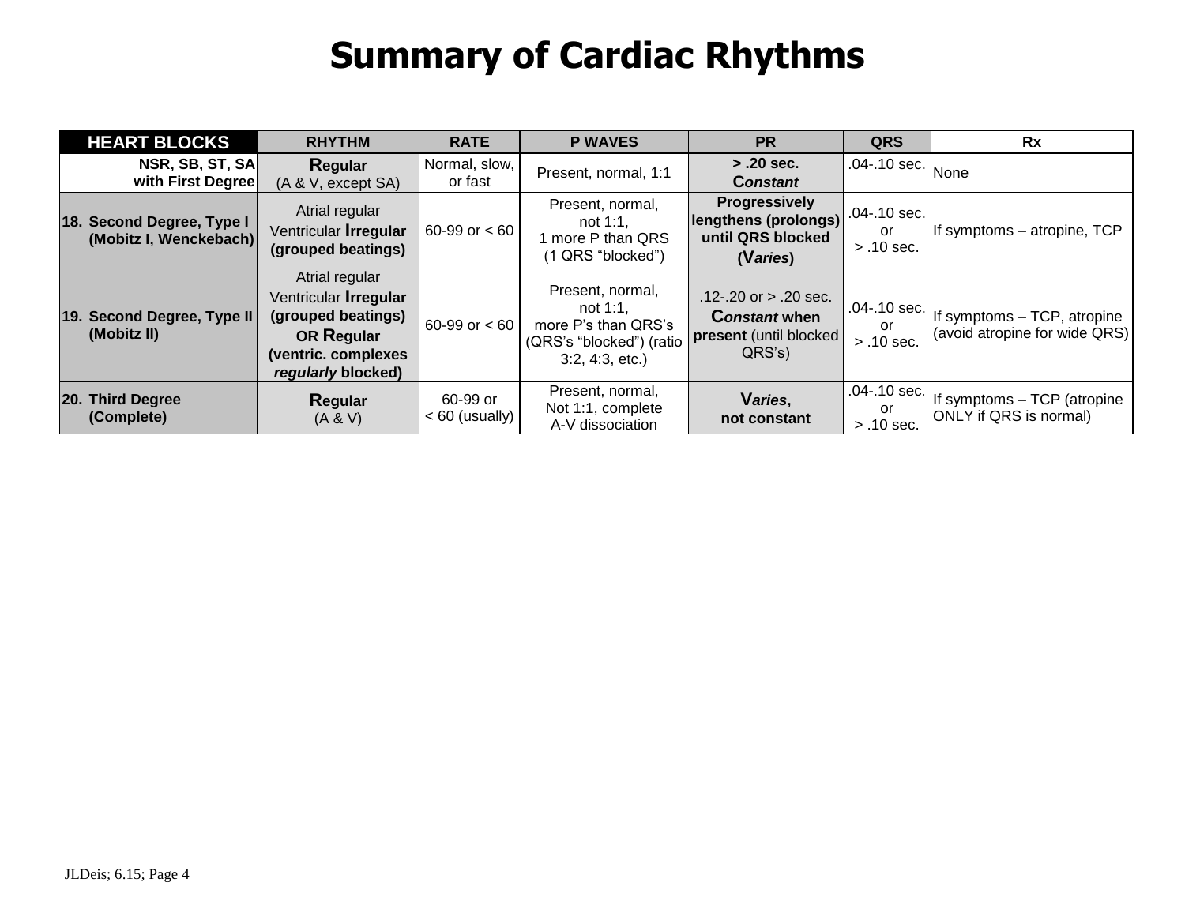# Summary of Cardiac Rhythms

| HEART BLOCKS | RHYTHM | RATE | P WAVES | PR | QRS | Rx |
|---|---|---|---|---|---|---|
| **NSR, SB, ST, SA with First Degree** | **Regular** (A & V, except SA) | Normal, slow, or fast | Present, normal, 1:1 | **> .20 sec. C*onstant*** | .04-.10 sec. | None |
| **18. Second Degree, Type I (Mobitz I, Wenckebach)** | Atrial regular Ventricular **Irregular** **(grouped beatings)** | 60-99 or < 60 | Present, normal, not 1:1, 1 more P than QRS (1 QRS "blocked") | **Progressively lengthens (prolongs) until QRS blocked (V*aries*)** | .04-.10 sec. or > .10 sec. | If symptoms – atropine, TCP |
| **19. Second Degree, Type II (Mobitz II)** | Atrial regular Ventricular **Irregular** **(grouped beatings)** **OR Regular** **(ventric. complexes *regularly* blocked)** | 60-99 or < 60 | Present, normal, not 1:1, more P's than QRS's (QRS's "blocked") (ratio 3:2, 4:3, etc.) | .12-.20 or > .20 sec. **C*onstant* when present** (until blocked QRS's) | .04-.10 sec. or > .10 sec. | If symptoms – TCP, atropine (avoid atropine for wide QRS) |
| **20. Third Degree (Complete)** | **Regular** (A & V) | 60-99 or < 60 (usually) | Present, normal, Not 1:1, complete A-V dissociation | **V*aries*, not constant** | .04-.10 sec. or > .10 sec. | If symptoms – TCP (atropine ONLY if QRS is normal) |

JLDeis; 6.15; Page 4